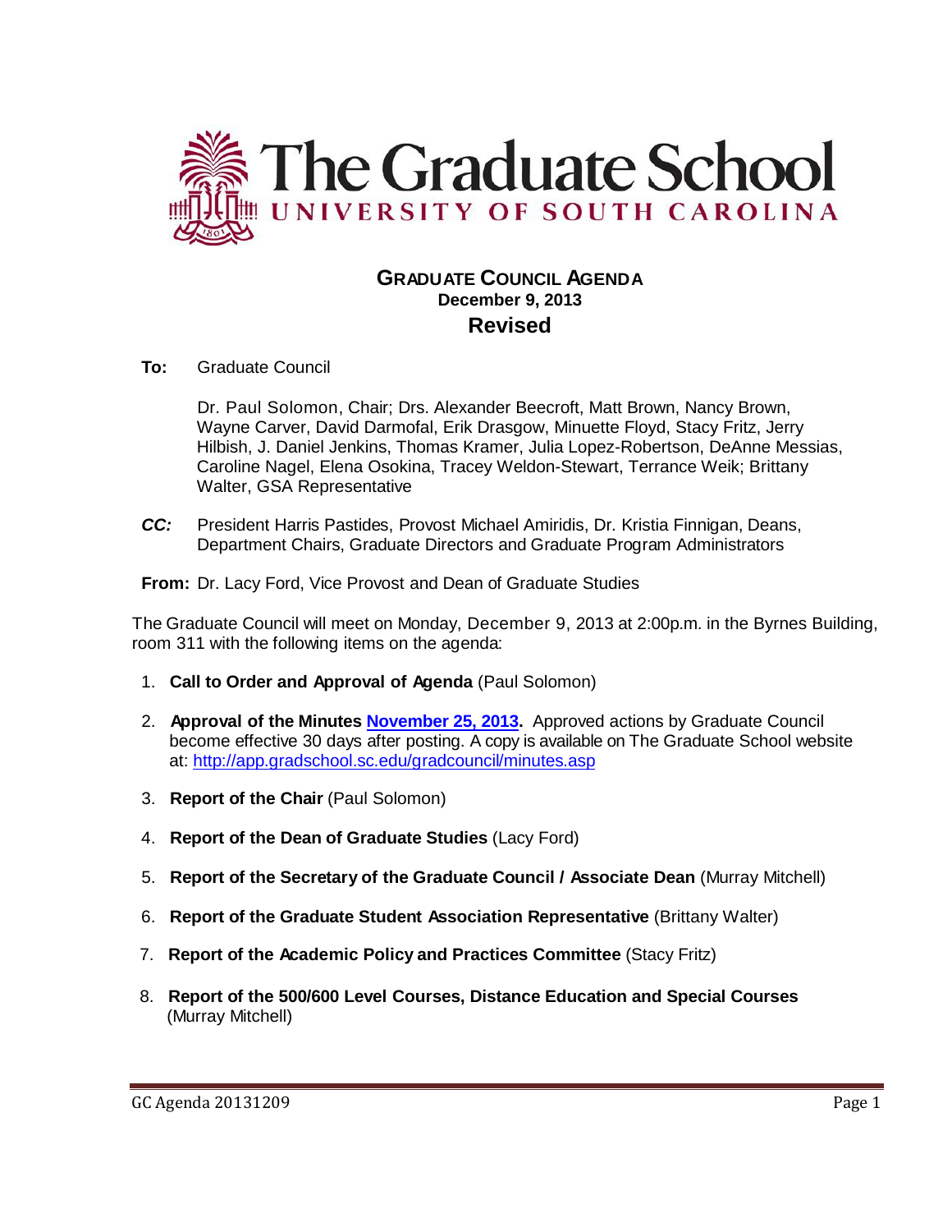# The Graduate School
UNIVERSITY OF SOUTH CAROLINA

## GRADUATE COUNCIL AGENDA
**December 9, 2013**
**Revised**

**To:** Graduate Council

Dr. Paul Solomon, Chair; Drs. Alexander Beecroft, Matt Brown, Nancy Brown, Wayne Carver, David Darmofal, Erik Drasgow, Minuette Floyd, Stacy Fritz, Jerry Hilbish, J. Daniel Jenkins, Thomas Kramer, Julia Lopez-Robertson, DeAnne Messias, Caroline Nagel, Elena Osokina, Tracey Weldon-Stewart, Terrance Weik; Brittany Walter, GSA Representative

***CC:*** President Harris Pastides, Provost Michael Amiridis, Dr. Kristia Finnigan, Deans, Department Chairs, Graduate Directors and Graduate Program Administrators

**From:** Dr. Lacy Ford, Vice Provost and Dean of Graduate Studies

The Graduate Council will meet on Monday, December 9, 2013 at 2:00p.m. in the Byrnes Building, room 311 with the following items on the agenda:

1. **Call to Order and Approval of Agenda** (Paul Solomon)
2. **Approval of the Minutes [November 25, 2013](#).** Approved actions by Graduate Council become effective 30 days after posting. A copy is available on The Graduate School website at: http://app.gradschool.sc.edu/gradcouncil/minutes.asp
3. **Report of the Chair** (Paul Solomon)
4. **Report of the Dean of Graduate Studies** (Lacy Ford)
5. **Report of the Secretary of the Graduate Council / Associate Dean** (Murray Mitchell)
6. **Report of the Graduate Student Association Representative** (Brittany Walter)
7. **Report of the Academic Policy and Practices Committee** (Stacy Fritz)
8. **Report of the 500/600 Level Courses, Distance Education and Special Courses** (Murray Mitchell)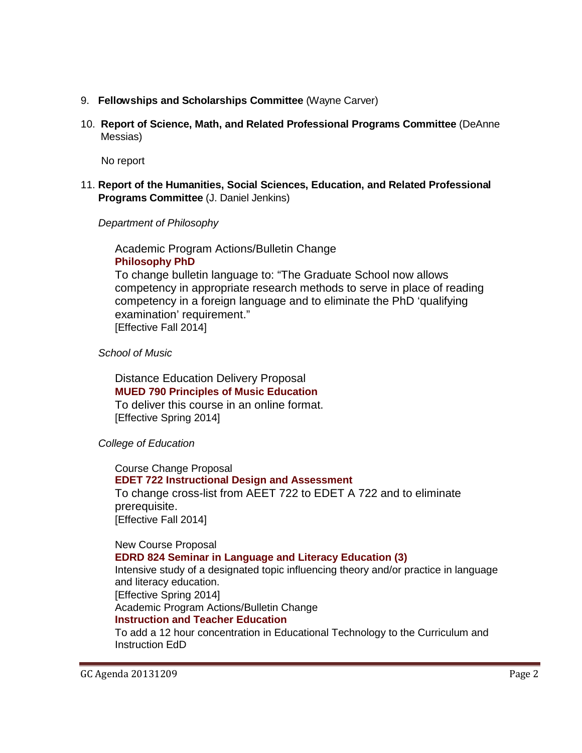9. **Fellowships and Scholarships Committee** (Wayne Carver)

10. **Report of Science, Math, and Related Professional Programs Committee** (DeAnne Messias)

    No report

11. **Report of the Humanities, Social Sciences, Education, and Related Professional Programs Committee** (J. Daniel Jenkins)

    *Department of Philosophy*

    Academic Program Actions/Bulletin Change
    **Philosophy PhD**
    To change bulletin language to: "The Graduate School now allows competency in appropriate research methods to serve in place of reading competency in a foreign language and to eliminate the PhD 'qualifying examination' requirement."
    [Effective Fall 2014]

    *School of Music*

    Distance Education Delivery Proposal
    **MUED 790 Principles of Music Education**
    To deliver this course in an online format.
    [Effective Spring 2014]

    *College of Education*

    Course Change Proposal
    **EDET 722 Instructional Design and Assessment**
    To change cross-list from AEET 722 to EDET A 722 and to eliminate prerequisite.
    [Effective Fall 2014]

    New Course Proposal
    **EDRD 824 Seminar in Language and Literacy Education (3)**
    Intensive study of a designated topic influencing theory and/or practice in language and literacy education.
    [Effective Spring 2014]
    Academic Program Actions/Bulletin Change
    **Instruction and Teacher Education**
    To add a 12 hour concentration in Educational Technology to the Curriculum and Instruction EdD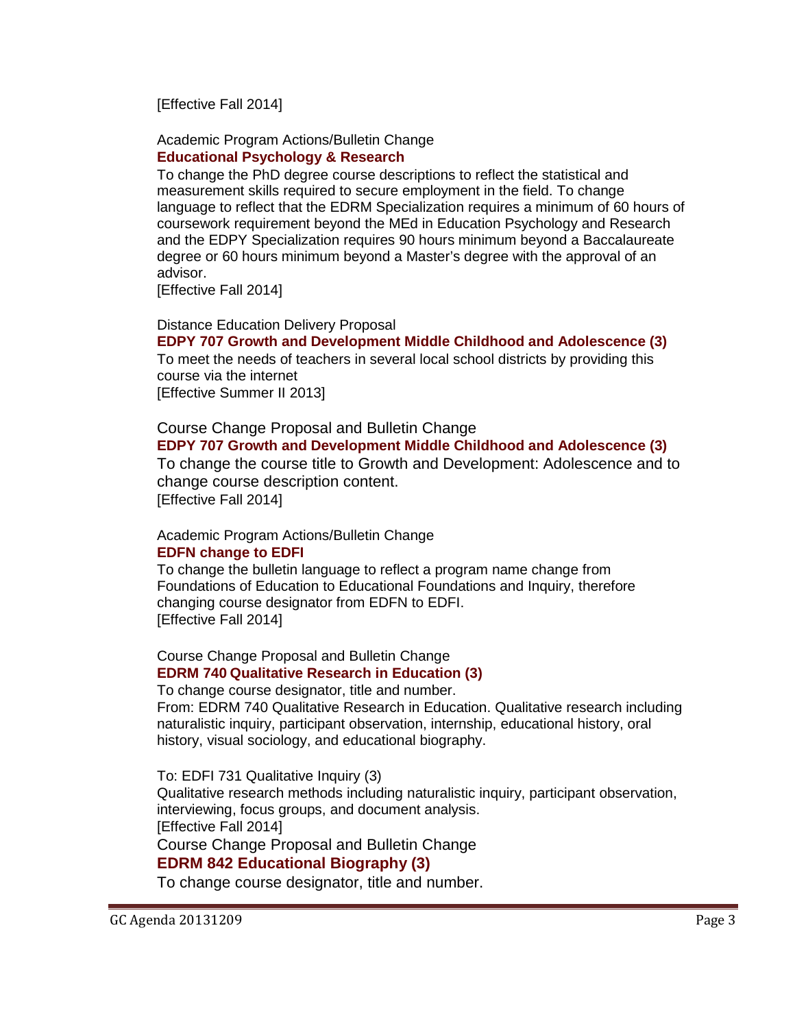[Effective Fall 2014]

Academic Program Actions/Bulletin Change
**Educational Psychology & Research**
To change the PhD degree course descriptions to reflect the statistical and measurement skills required to secure employment in the field. To change language to reflect that the EDRM Specialization requires a minimum of 60 hours of coursework requirement beyond the MEd in Education Psychology and Research and the EDPY Specialization requires 90 hours minimum beyond a Baccalaureate degree or 60 hours minimum beyond a Master's degree with the approval of an advisor.
[Effective Fall 2014]

Distance Education Delivery Proposal
**EDPY 707 Growth and Development Middle Childhood and Adolescence (3)**
To meet the needs of teachers in several local school districts by providing this course via the internet
[Effective Summer II 2013]

Course Change Proposal and Bulletin Change
**EDPY 707 Growth and Development Middle Childhood and Adolescence (3)**
To change the course title to Growth and Development: Adolescence and to change course description content.
[Effective Fall 2014]

Academic Program Actions/Bulletin Change
**EDFN change to EDFI**
To change the bulletin language to reflect a program name change from Foundations of Education to Educational Foundations and Inquiry, therefore changing course designator from EDFN to EDFI.
[Effective Fall 2014]

Course Change Proposal and Bulletin Change
**EDRM 740 Qualitative Research in Education (3)**
To change course designator, title and number.
From: EDRM 740 Qualitative Research in Education. Qualitative research including naturalistic inquiry, participant observation, internship, educational history, oral history, visual sociology, and educational biography.

To: EDFI 731 Qualitative Inquiry (3)
Qualitative research methods including naturalistic inquiry, participant observation, interviewing, focus groups, and document analysis.
[Effective Fall 2014]

Course Change Proposal and Bulletin Change
**EDRM 842 Educational Biography (3)**
To change course designator, title and number.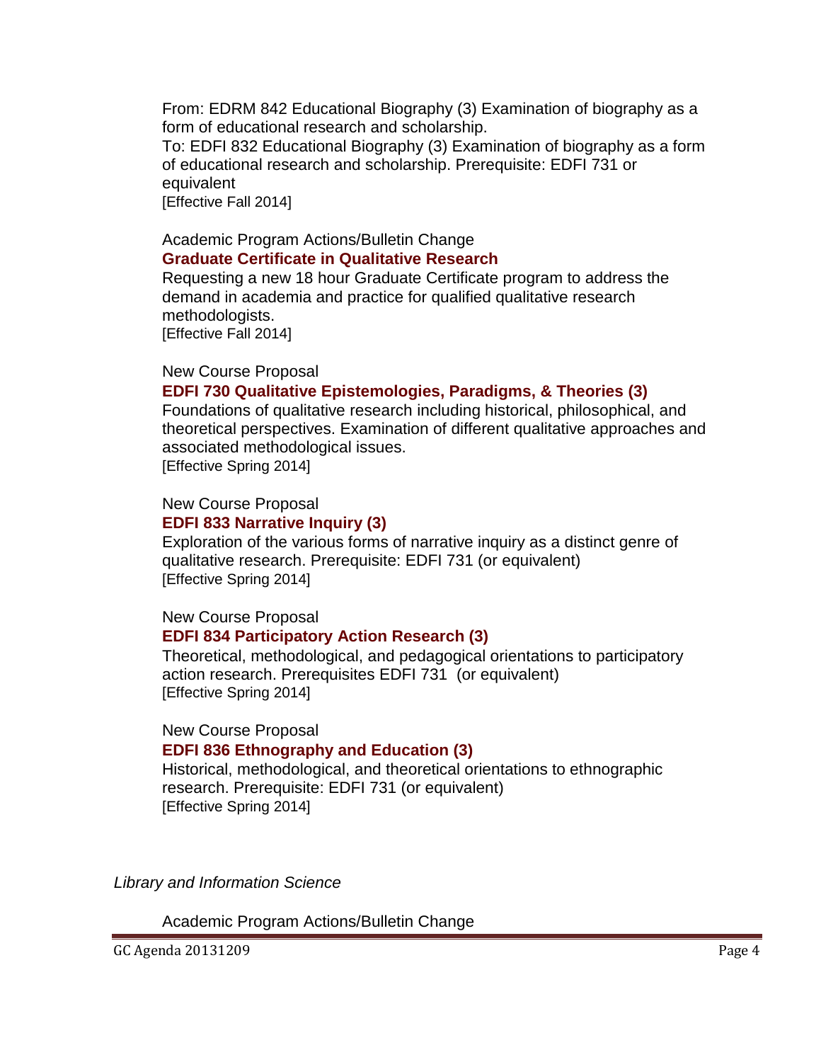From: EDRM 842 Educational Biography (3) Examination of biography as a form of educational research and scholarship.
To: EDFI 832 Educational Biography (3) Examination of biography as a form of educational research and scholarship. Prerequisite: EDFI 731 or equivalent
[Effective Fall 2014]

Academic Program Actions/Bulletin Change
**Graduate Certificate in Qualitative Research**
Requesting a new 18 hour Graduate Certificate program to address the demand in academia and practice for qualified qualitative research methodologists.
[Effective Fall 2014]

New Course Proposal
**EDFI 730 Qualitative Epistemologies, Paradigms, & Theories (3)**
Foundations of qualitative research including historical, philosophical, and theoretical perspectives. Examination of different qualitative approaches and associated methodological issues.
[Effective Spring 2014]

New Course Proposal
**EDFI 833 Narrative Inquiry (3)**
Exploration of the various forms of narrative inquiry as a distinct genre of qualitative research. Prerequisite: EDFI 731 (or equivalent)
[Effective Spring 2014]

New Course Proposal
**EDFI 834 Participatory Action Research (3)**
Theoretical, methodological, and pedagogical orientations to participatory action research. Prerequisites EDFI 731 (or equivalent)
[Effective Spring 2014]

New Course Proposal
**EDFI 836 Ethnography and Education (3)**
Historical, methodological, and theoretical orientations to ethnographic research. Prerequisite: EDFI 731 (or equivalent)
[Effective Spring 2014]

*Library and Information Science*

Academic Program Actions/Bulletin Change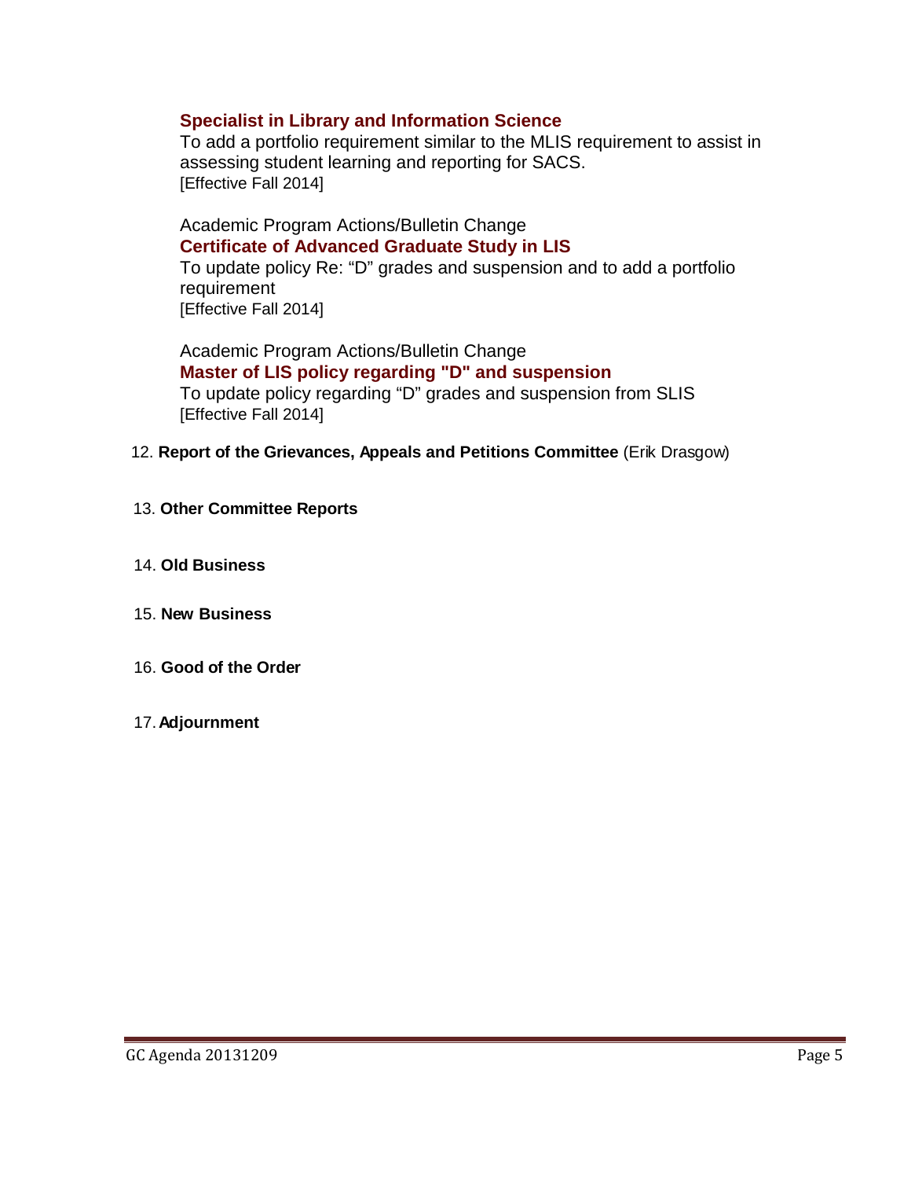**Specialist in Library and Information Science**
To add a portfolio requirement similar to the MLIS requirement to assist in assessing student learning and reporting for SACS.
[Effective Fall 2014]

Academic Program Actions/Bulletin Change
**Certificate of Advanced Graduate Study in LIS**
To update policy Re: "D" grades and suspension and to add a portfolio requirement
[Effective Fall 2014]

Academic Program Actions/Bulletin Change
**Master of LIS policy regarding "D" and suspension**
To update policy regarding "D" grades and suspension from SLIS
[Effective Fall 2014]

12. **Report of the Grievances, Appeals and Petitions Committee** (Erik Drasgow)

13. **Other Committee Reports**

14. **Old Business**

15. **New Business**

16. **Good of the Order**

17. **Adjournment**